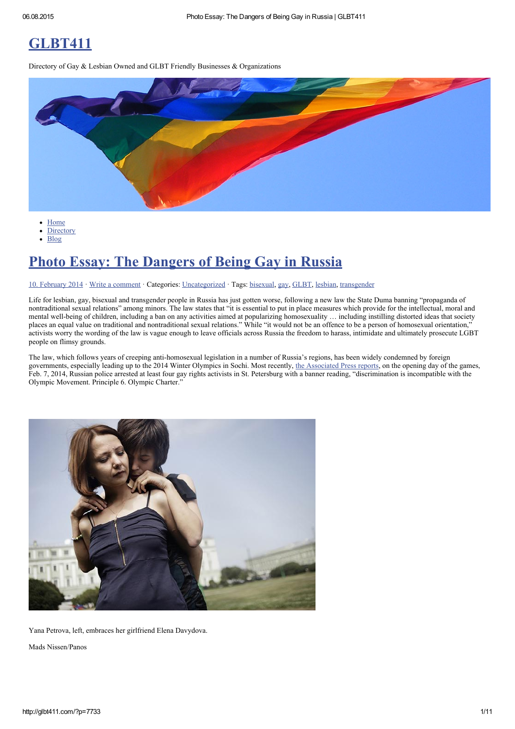# GLBT411

Directory of Gay & Lesbian Owned and GLBT Friendly Businesses & Organizations

- Home
- Directory
- Blog

## Photo Essay: The Dangers of Being Gay in Russia

10. February 2014 · Write a comment · Categories: Uncategorized · Tags: bisexual, gay, GLBT, lesbian, transgender

Life for lesbian, gay, bisexual and transgender people in Russia has just gotten worse, following a new law the State Duma banning "propaganda of nontraditional sexual relations" among minors. The law states that "it is essential to put in place measures which provide for the intellectual, moral and mental well-being of children, including a ban on any activities aimed at popularizing homosexuality … including instilling distorted ideas that society places an equal value on traditional and nontraditional sexual relations." While "it would not be an offence to be a person of homosexual orientation," activists worry the wording of the law is vague enough to leave officials across Russia the freedom to harass, intimidate and ultimately prosecute LGBT people on flimsy grounds.

The law, which follows years of creeping anti-homosexual legislation in a number of Russia's regions, has been widely condemned by foreign governments, especially leading up to the 2014 Winter Olympics in Sochi. Most recently, the Associated Press reports, on the opening day of the games, Feb. 7, 2014, Russian police arrested at least four gay rights activists in St. Petersburg with a banner reading, "discrimination is incompatible with the Olympic Movement. Principle 6. Olympic Charter."

Yana Petrova, left, embraces her girlfriend Elena Davydova.

Mads Nissen/Panos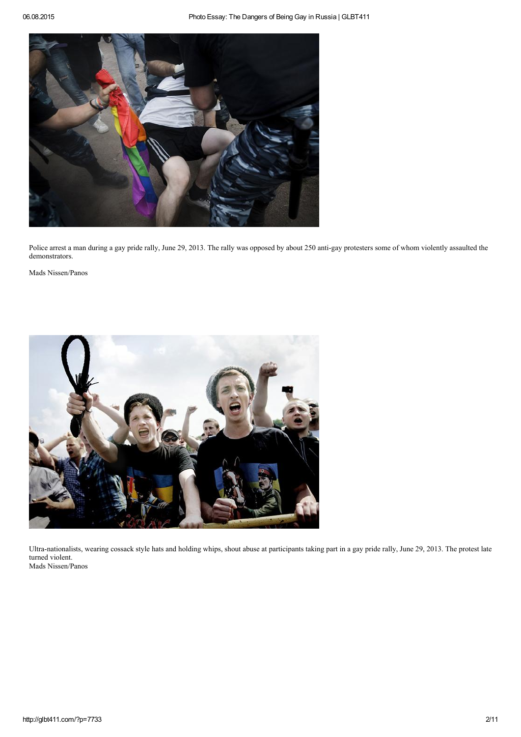Police arrest a man during a gay pride rally, June 29, 2013. The rally was opposed by about 250 anti-gay protesters some of whom violently assaulted the demonstrators.

Mads Nissen/Panos

Ultra-nationalists, wearing cossack style hats and holding whips, shout abuse at participants taking part in a gay pride rally, June 29, 2013. The protest late turned violent.
Mads Nissen/Panos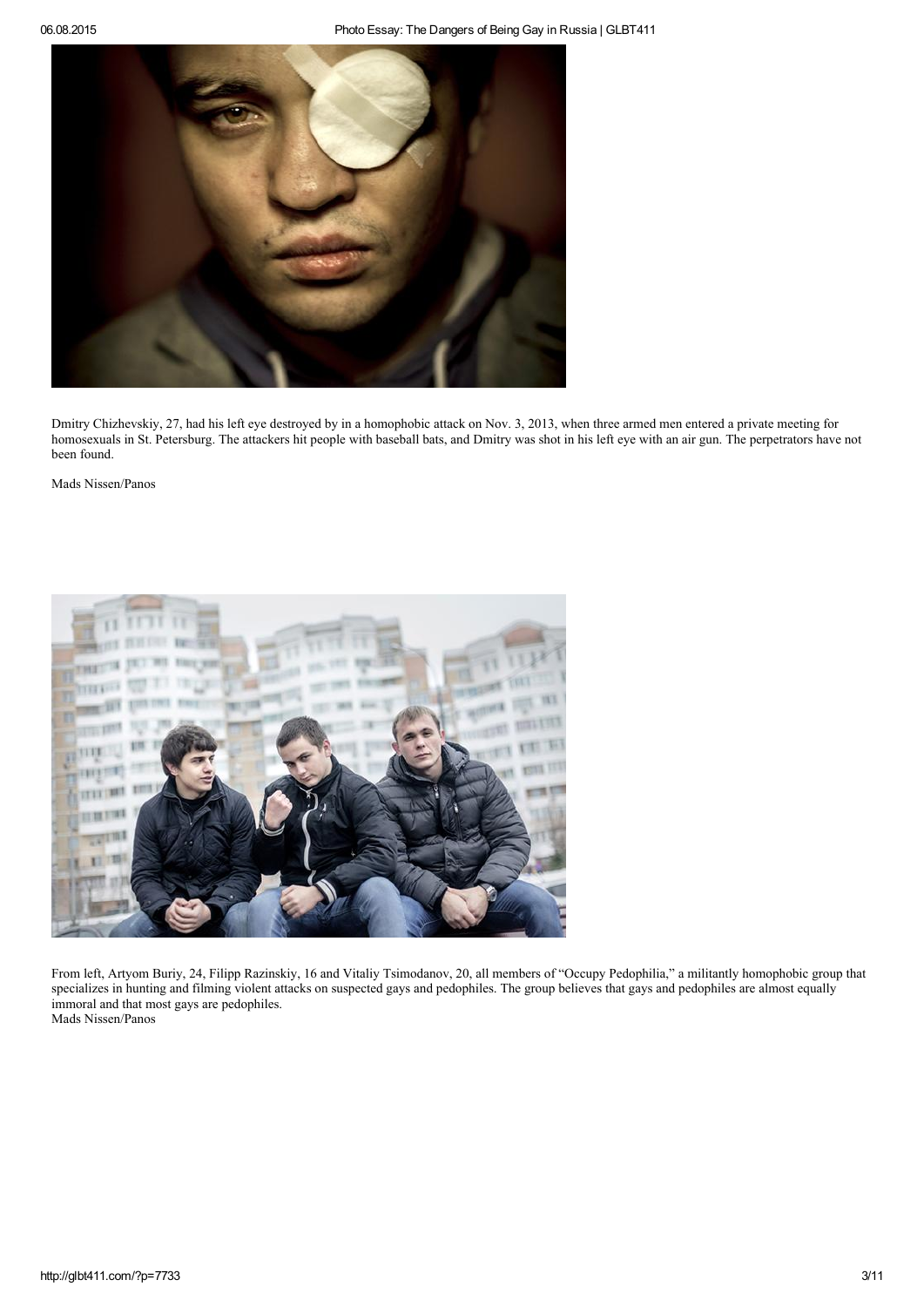Dmitry Chizhevskiy, 27, had his left eye destroyed by in a homophobic attack on Nov. 3, 2013, when three armed men entered a private meeting for homosexuals in St. Petersburg. The attackers hit people with baseball bats, and Dmitry was shot in his left eye with an air gun. The perpetrators have not been found.

Mads Nissen/Panos

From left, Artyom Buriy, 24, Filipp Razinskiy, 16 and Vitaliy Tsimodanov, 20, all members of "Occupy Pedophilia," a militantly homophobic group that specializes in hunting and filming violent attacks on suspected gays and pedophiles. The group believes that gays and pedophiles are almost equally immoral and that most gays are pedophiles.
Mads Nissen/Panos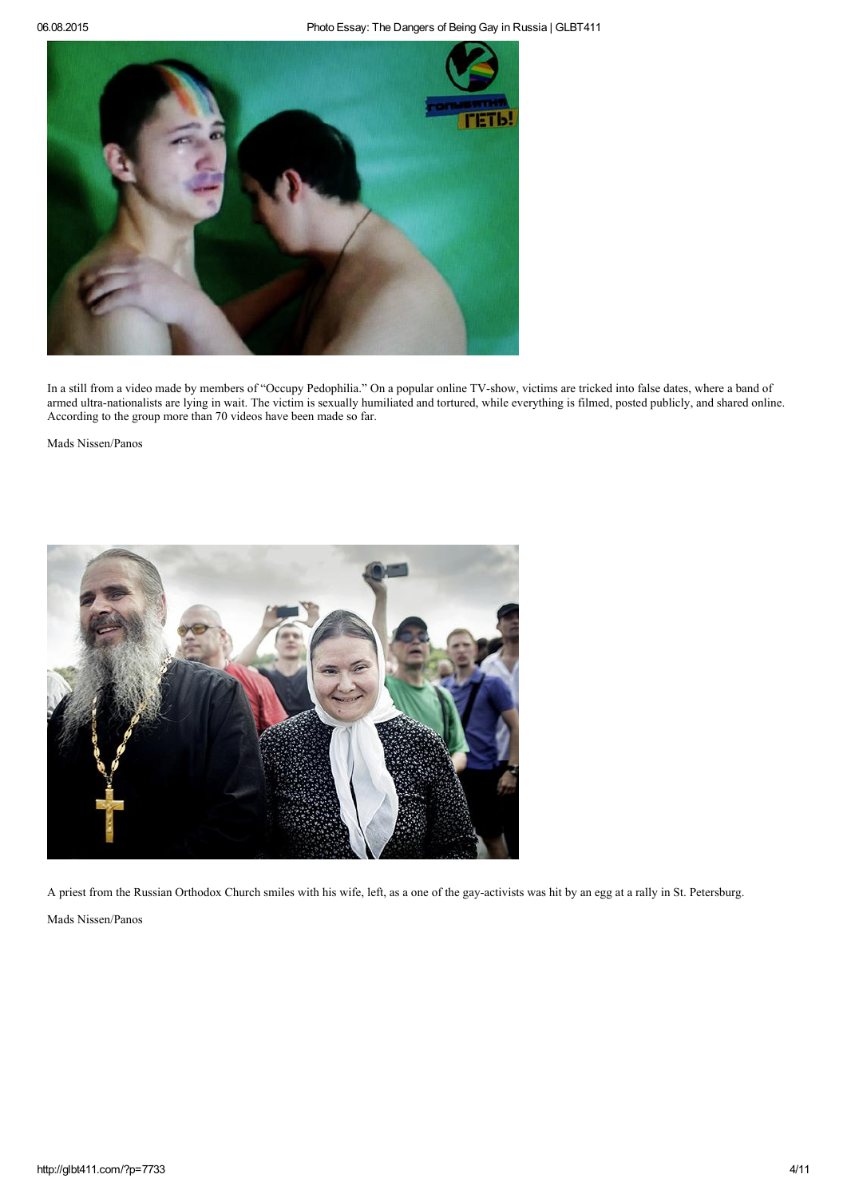In a still from a video made by members of "Occupy Pedophilia." On a popular online TV-show, victims are tricked into false dates, where a band of armed ultra-nationalists are lying in wait. The victim is sexually humiliated and tortured, while everything is filmed, posted publicly, and shared online. According to the group more than 70 videos have been made so far.

Mads Nissen/Panos

A priest from the Russian Orthodox Church smiles with his wife, left, as a one of the gay-activists was hit by an egg at a rally in St. Petersburg.

Mads Nissen/Panos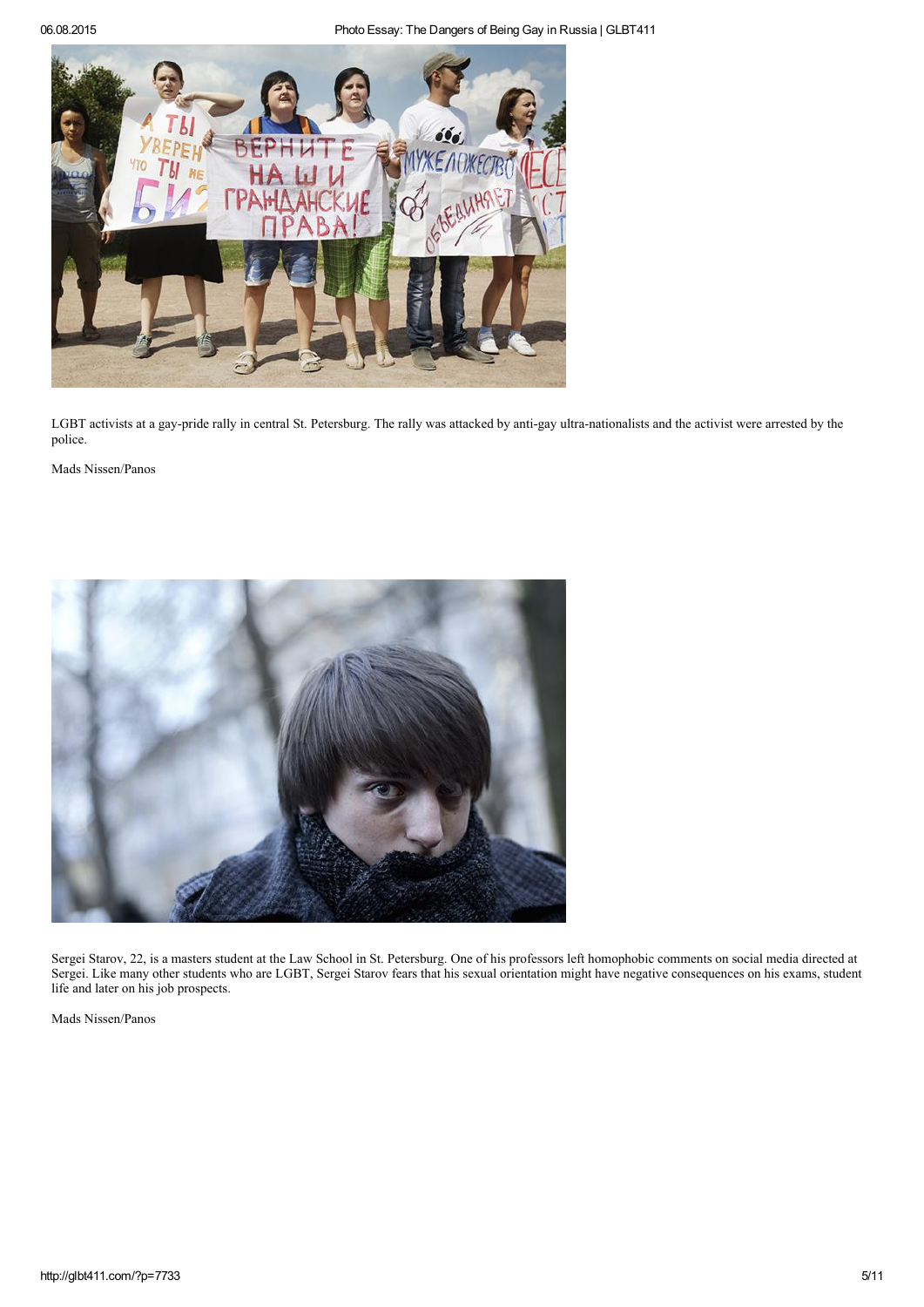LGBT activists at a gay-pride rally in central St. Petersburg. The rally was attacked by anti-gay ultra-nationalists and the activist were arrested by the police.

Mads Nissen/Panos

Sergei Starov, 22, is a masters student at the Law School in St. Petersburg. One of his professors left homophobic comments on social media directed at Sergei. Like many other students who are LGBT, Sergei Starov fears that his sexual orientation might have negative consequences on his exams, student life and later on his job prospects.

Mads Nissen/Panos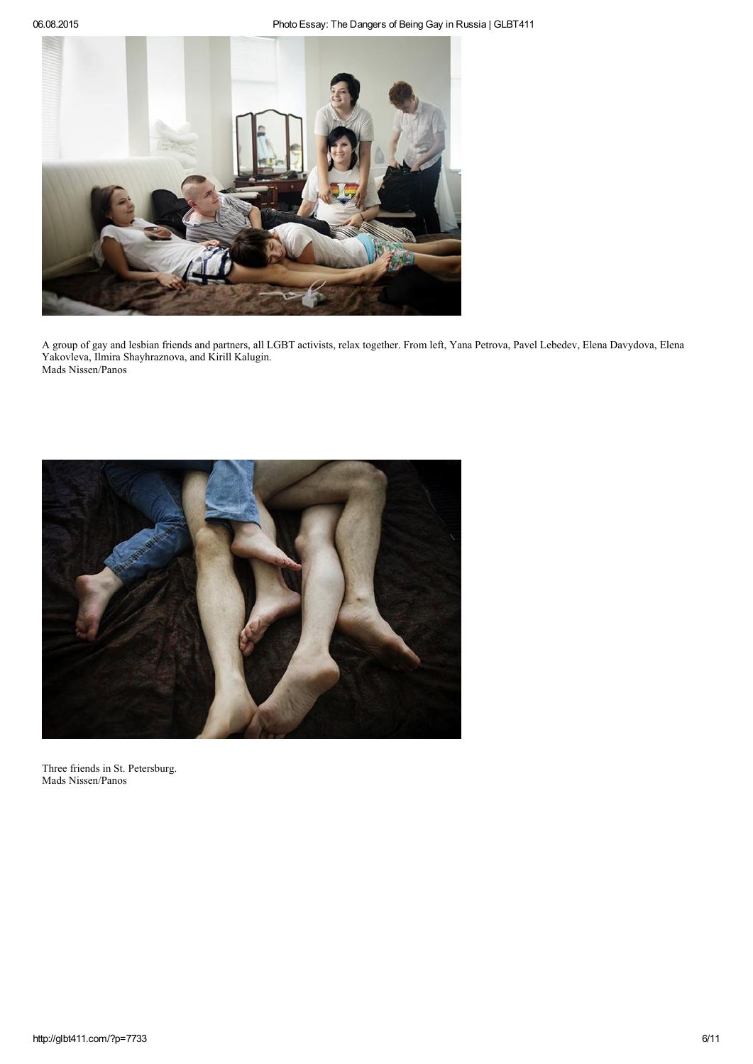A group of gay and lesbian friends and partners, all LGBT activists, relax together. From left, Yana Petrova, Pavel Lebedev, Elena Davydova, Elena Yakovleva, Ilmira Shayhraznova, and Kirill Kalugin.
Mads Nissen/Panos

Three friends in St. Petersburg.
Mads Nissen/Panos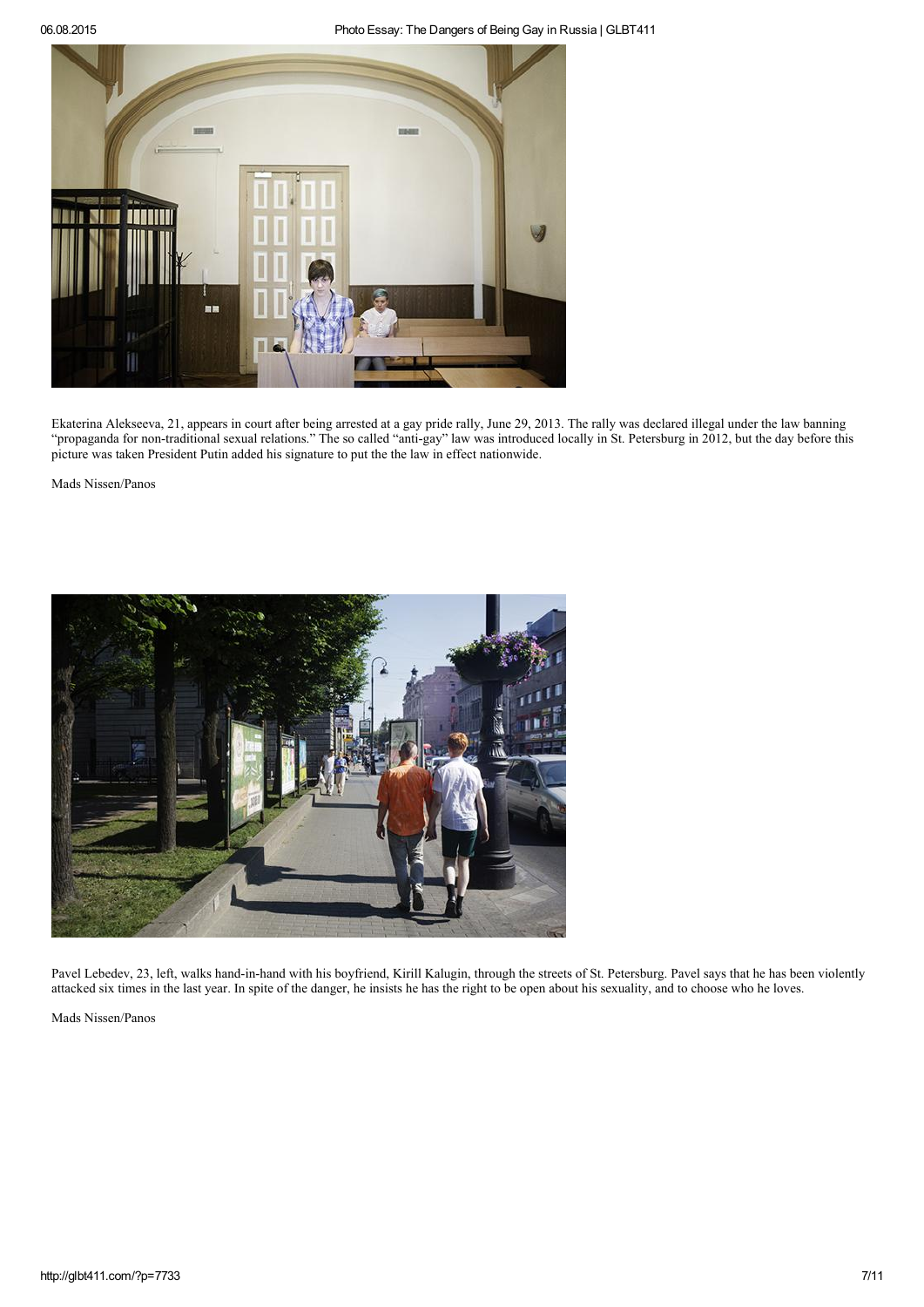Ekaterina Alekseeva, 21, appears in court after being arrested at a gay pride rally, June 29, 2013. The rally was declared illegal under the law banning "propaganda for non-traditional sexual relations." The so called "anti-gay" law was introduced locally in St. Petersburg in 2012, but the day before this picture was taken President Putin added his signature to put the the law in effect nationwide.

Mads Nissen/Panos

Pavel Lebedev, 23, left, walks hand-in-hand with his boyfriend, Kirill Kalugin, through the streets of St. Petersburg. Pavel says that he has been violently attacked six times in the last year. In spite of the danger, he insists he has the right to be open about his sexuality, and to choose who he loves.

Mads Nissen/Panos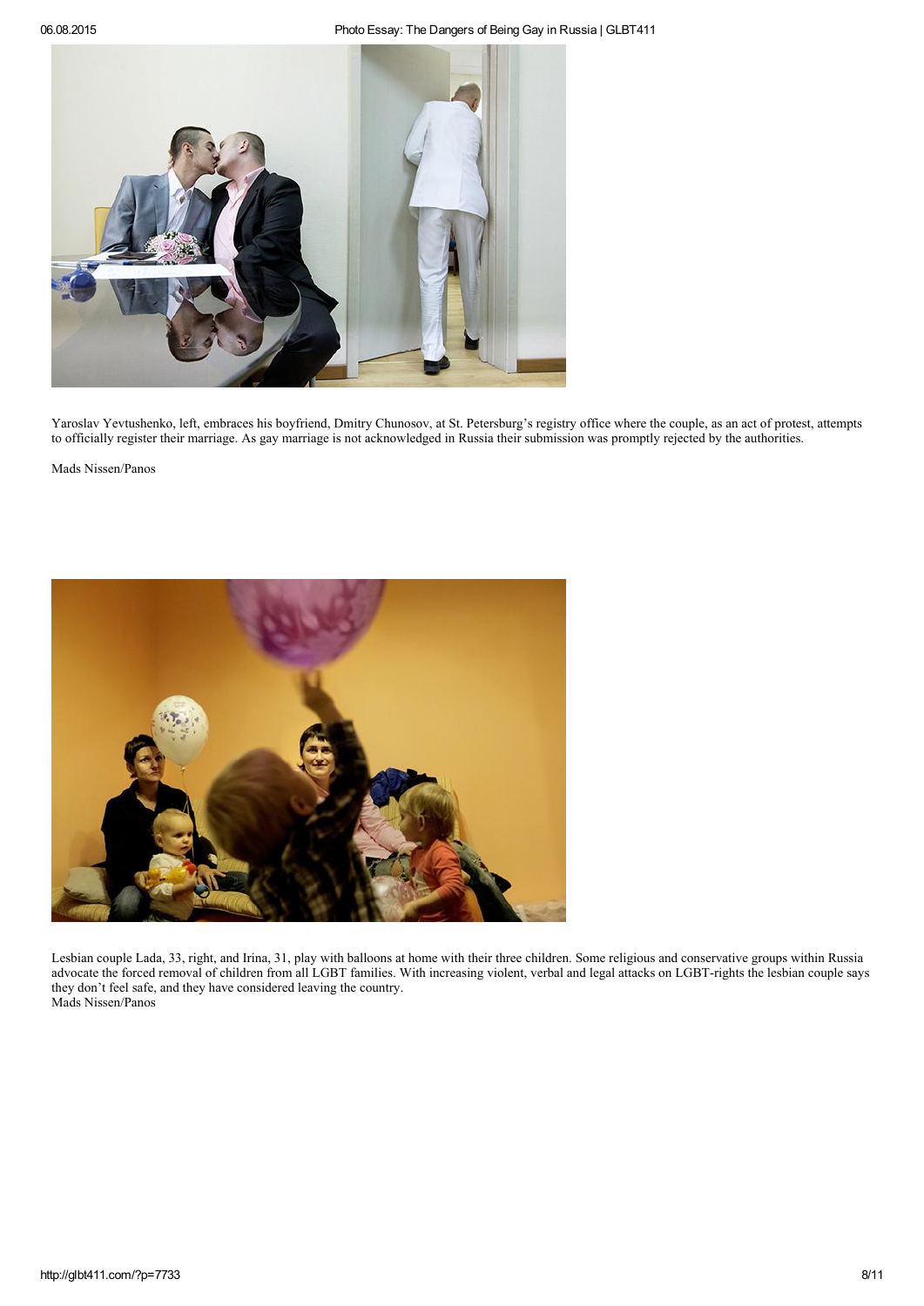Yaroslav Yevtushenko, left, embraces his boyfriend, Dmitry Chunosov, at St. Petersburg's registry office where the couple, as an act of protest, attempts to officially register their marriage. As gay marriage is not acknowledged in Russia their submission was promptly rejected by the authorities.

Mads Nissen/Panos

Lesbian couple Lada, 33, right, and Irina, 31, play with balloons at home with their three children. Some religious and conservative groups within Russia advocate the forced removal of children from all LGBT families. With increasing violent, verbal and legal attacks on LGBT-rights the lesbian couple says they don't feel safe, and they have considered leaving the country.
Mads Nissen/Panos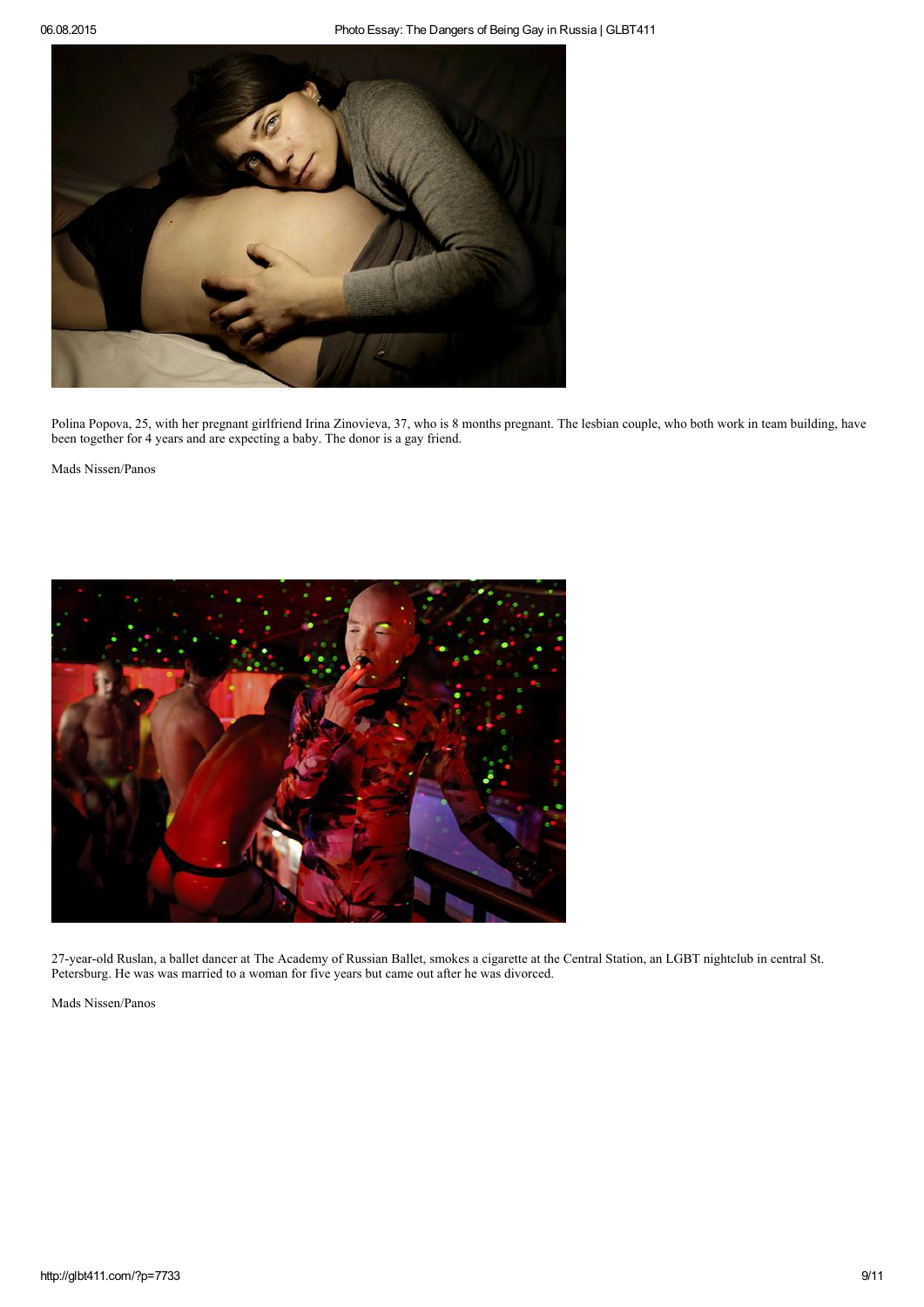Polina Popova, 25, with her pregnant girlfriend Irina Zinovieva, 37, who is 8 months pregnant. The lesbian couple, who both work in team building, have been together for 4 years and are expecting a baby. The donor is a gay friend.

Mads Nissen/Panos

27-year-old Ruslan, a ballet dancer at The Academy of Russian Ballet, smokes a cigarette at the Central Station, an LGBT nightclub in central St. Petersburg. He was was married to a woman for five years but came out after he was divorced.

Mads Nissen/Panos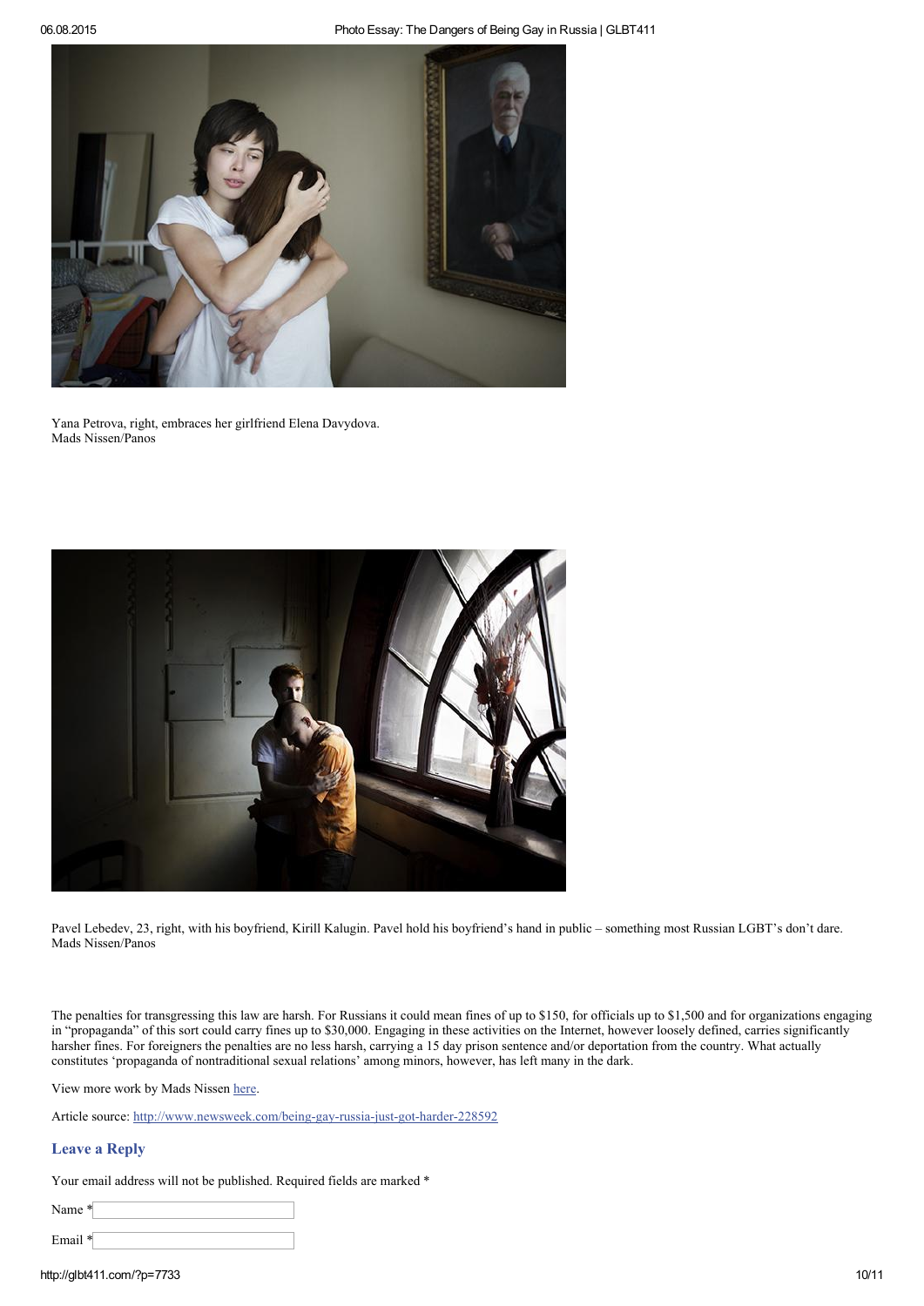Yana Petrova, right, embraces her girlfriend Elena Davydova.
Mads Nissen/Panos

Pavel Lebedev, 23, right, with his boyfriend, Kirill Kalugin. Pavel hold his boyfriend's hand in public – something most Russian LGBT's don't dare.
Mads Nissen/Panos

The penalties for transgressing this law are harsh. For Russians it could mean fines of up to $150, for officials up to $1,500 and for organizations engaging in "propaganda" of this sort could carry fines up to $30,000. Engaging in these activities on the Internet, however loosely defined, carries significantly harsher fines. For foreigners the penalties are no less harsh, carrying a 15 day prison sentence and/or deportation from the country. What actually constitutes 'propaganda of nontraditional sexual relations' among minors, however, has left many in the dark.

View more work by Mads Nissen here.

Article source: http://www.newsweek.com/being-gay-russia-just-got-harder-228592

## Leave a Reply

Your email address will not be published. Required fields are marked *

Name *

Email *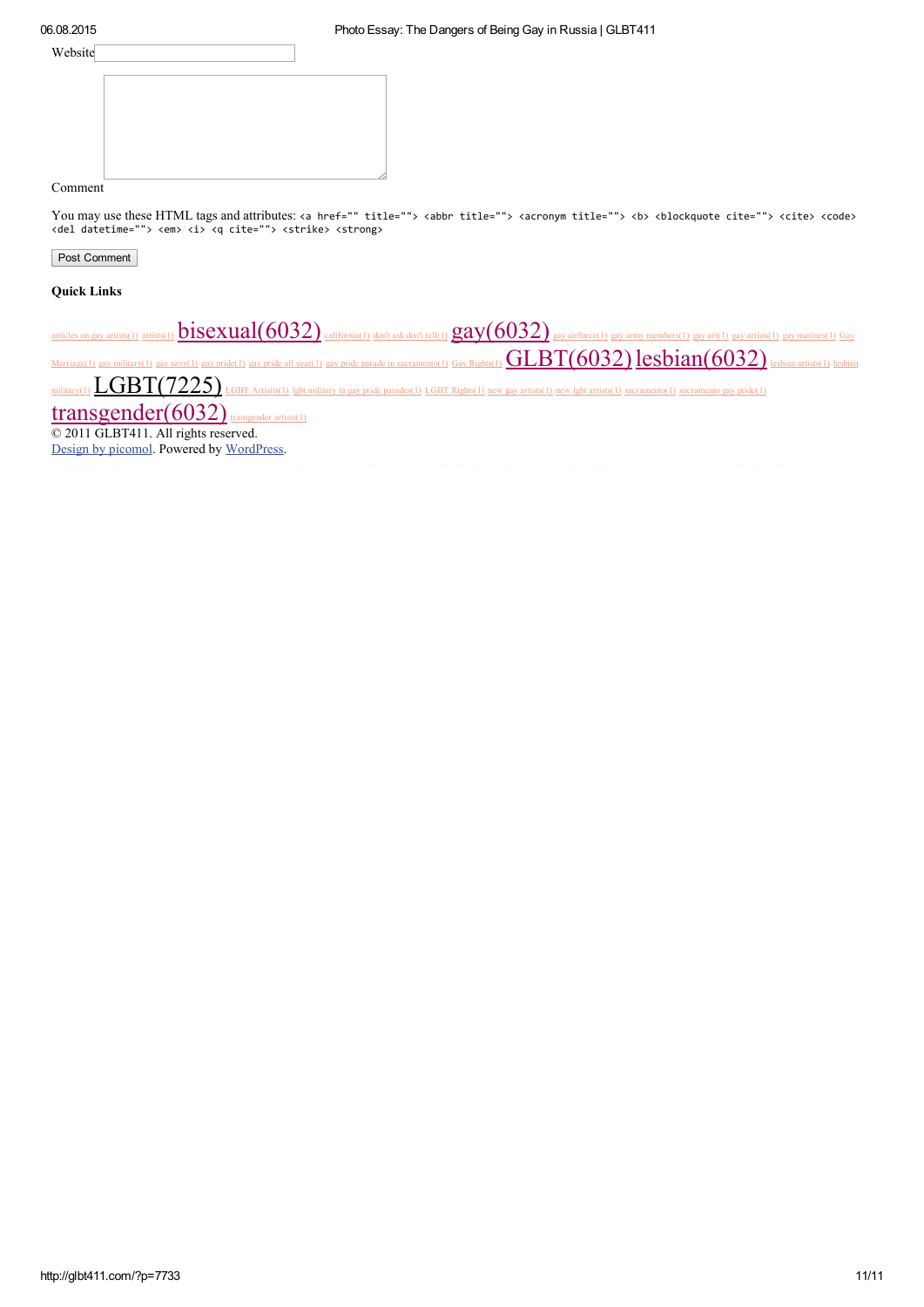Website

Comment

You may use these HTML tags and attributes: `<a href="" title=""> <abbr title=""> <acronym title=""> <b> <blockquote cite=""> <cite> <code> <del datetime=""> <em> <i> <q cite=""> <strike> <strong>`

Post Comment

**Quick Links**

articles on gay artists(1) artists(1) bisexual(6032) california(1) don't ask don't tell(1) gay(6032) gay airforce(1) gay army members(1) gay art(1) gay artists(1) gay marines(1) Gay Marriage(1) gay military(1) gay navy(1) gay pride(1) gay pride all year(1) gay pride parade in sacramento(1) Gay Rights(1) GLBT(6032) lesbian(6032) lesbian artists(1) lesbian military(1) LGBT(7225) LGBT Artists(1) lgbt military in gay pride parades(1) LGBT Rights(1) new gay artists(1) new lgbt artists(1) sacramento(1) sacramento gay pride(1) transgender(6032) transgender artists(1)

© 2011 GLBT411. All rights reserved.
Design by picomol. Powered by WordPress.